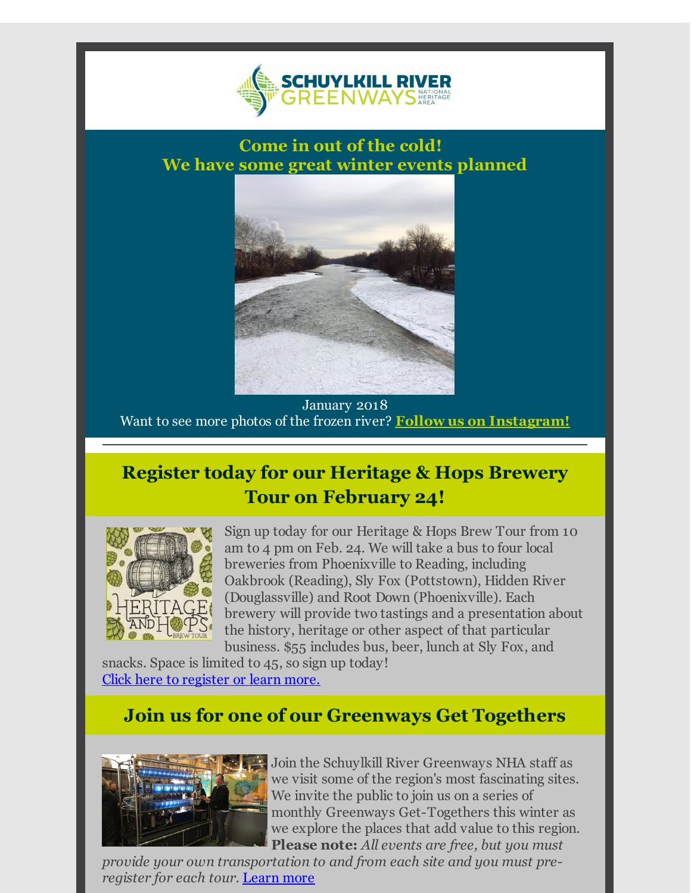SCHUYLKILL RIVER GREENWAYS NATIONAL HERITAGE AREA

## Come in out of the cold! We have some great winter events planned

January 2018
Want to see more photos of the frozen river? **Follow us on Instagram!**

---

## Register today for our Heritage & Hops Brewery Tour on February 24!

Sign up today for our Heritage & Hops Brew Tour from 10 am to 4 pm on Feb. 24. We will take a bus to four local breweries from Phoenixville to Reading, including Oakbrook (Reading), Sly Fox (Pottstown), Hidden River (Douglassville) and Root Down (Phoenixville). Each brewery will provide two tastings and a presentation about the history, heritage or other aspect of that particular business. $55 includes bus, beer, lunch at Sly Fox, and snacks. Space is limited to 45, so sign up today!
Click here to register or learn more.

## Join us for one of our Greenways Get Togethers

Join the Schuylkill River Greenways NHA staff as we visit some of the region's most fascinating sites. We invite the public to join us on a series of monthly Greenways Get-Togethers this winter as we explore the places that add value to this region. **Please note:** *All events are free, but you must provide your own transportation to and from each site and you must pre-register for each tour.* Learn more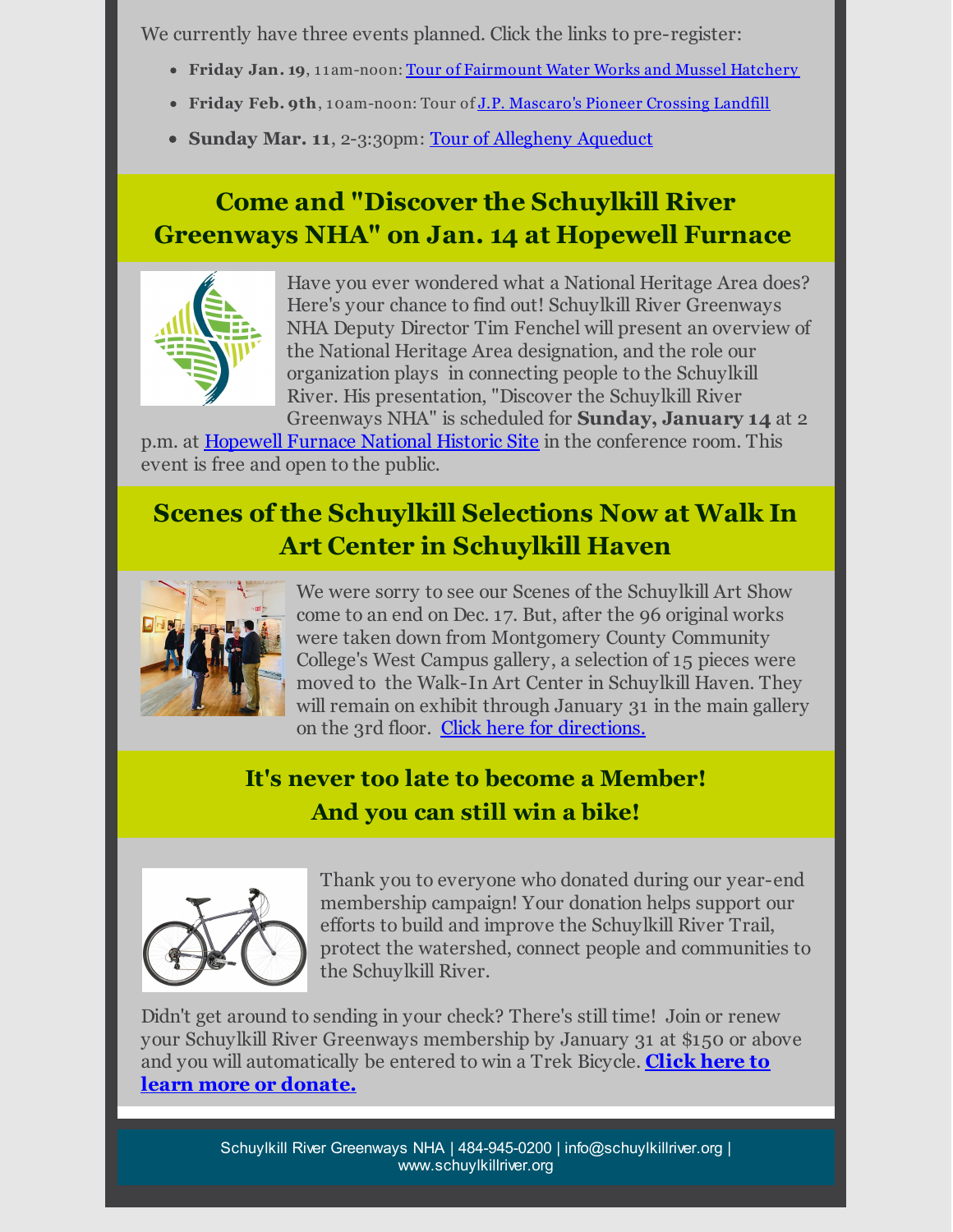We currently have three events planned. Click the links to pre-register:

- **Friday Jan. 19**, 11am-noon: Tour of Fairmount Water Works and Mussel Hatchery
- **Friday Feb. 9th**, 10am-noon: Tour of J.P. Mascaro's Pioneer Crossing Landfill
- **Sunday Mar. 11**, 2-3:30pm: Tour of Allegheny Aqueduct

## Come and "Discover the Schuylkill River Greenways NHA" on Jan. 14 at Hopewell Furnace

Have you ever wondered what a National Heritage Area does? Here's your chance to find out! Schuylkill River Greenways NHA Deputy Director Tim Fenchel will present an overview of the National Heritage Area designation, and the role our organization plays in connecting people to the Schuylkill River. His presentation, "Discover the Schuylkill River Greenways NHA" is scheduled for **Sunday, January 14** at 2 p.m. at Hopewell Furnace National Historic Site in the conference room. This event is free and open to the public.

## Scenes of the Schuylkill Selections Now at Walk In Art Center in Schuylkill Haven

We were sorry to see our Scenes of the Schuylkill Art Show come to an end on Dec. 17. But, after the 96 original works were taken down from Montgomery County Community College's West Campus gallery, a selection of 15 pieces were moved to the Walk-In Art Center in Schuylkill Haven. They will remain on exhibit through January 31 in the main gallery on the 3rd floor. Click here for directions.

## It's never too late to become a Member! And you can still win a bike!

Thank you to everyone who donated during our year-end membership campaign! Your donation helps support our efforts to build and improve the Schuylkill River Trail, protect the watershed, connect people and communities to the Schuylkill River.

Didn't get around to sending in your check? There's still time! Join or renew your Schuylkill River Greenways membership by January 31 at $150 or above and you will automatically be entered to win a Trek Bicycle. **Click here to learn more or donate.**

Schuylkill River Greenways NHA | 484-945-0200 | info@schuylkillriver.org | www.schuylkillriver.org